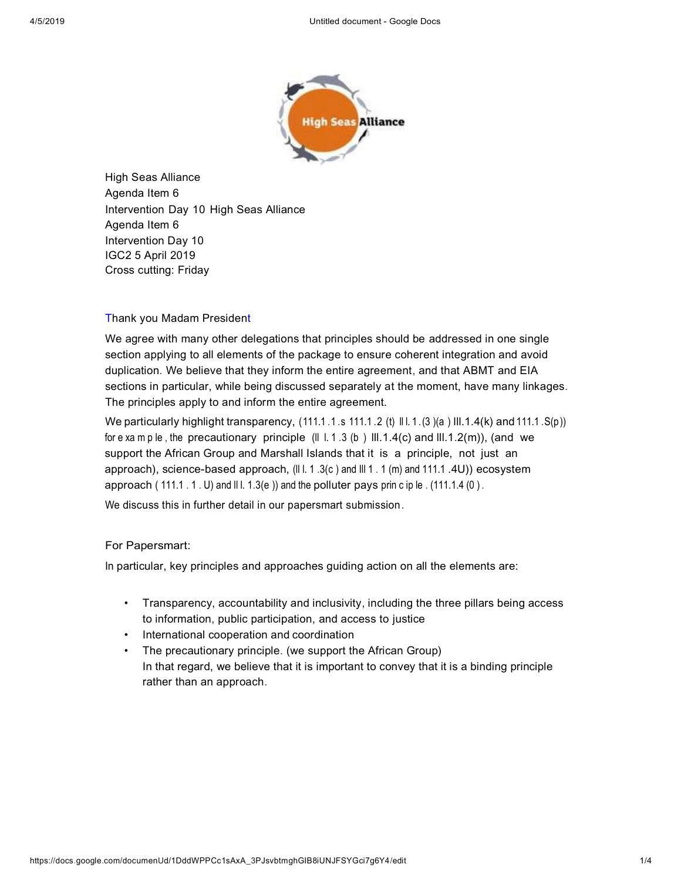High Seas Alliance
Agenda Item 6
Intervention Day 10 High Seas Alliance
Agenda Item 6
Intervention Day 10
IGC2 5 April 2019
Cross cutting: Friday

Thank you Madam President

We agree with many other delegations that principles should be addressed in one single section applying to all elements of the package to ensure coherent integration and avoid duplication. We believe that they inform the entire agreement, and that ABMT and EIA sections in particular, while being discussed separately at the moment, have many linkages. The principles apply to and inform the entire agreement.

We particularly highlight transparency, (111.1 .1 .s 111.1 .2 (t) ll l. 1 .(3 )(a ) III.1.4(k) and 111.1 .S(p)) for e xa m p le , the precautionary principle (ll l. 1 .3 (b ) III.1.4(c) and III.1.2(m)), (and we support the African Group and Marshall Islands that it is a principle, not just an approach), science-based approach, (ll l. 1 .3(c ) and lll 1 . 1 (m) and 111.1 .4U)) ecosystem approach ( 111.1 . 1 . U) and ll l. 1.3(e )) and the polluter pays prin c ip le . (111.1.4 (0 ) .

We discuss this in further detail in our papersmart submission.

For Papersmart:

In particular, key principles and approaches guiding action on all the elements are:

- Transparency, accountability and inclusivity, including the three pillars being access to information, public participation, and access to justice
- International cooperation and coordination
- The precautionary principle. (we support the African Group)
  In that regard, we believe that it is important to convey that it is a binding principle rather than an approach.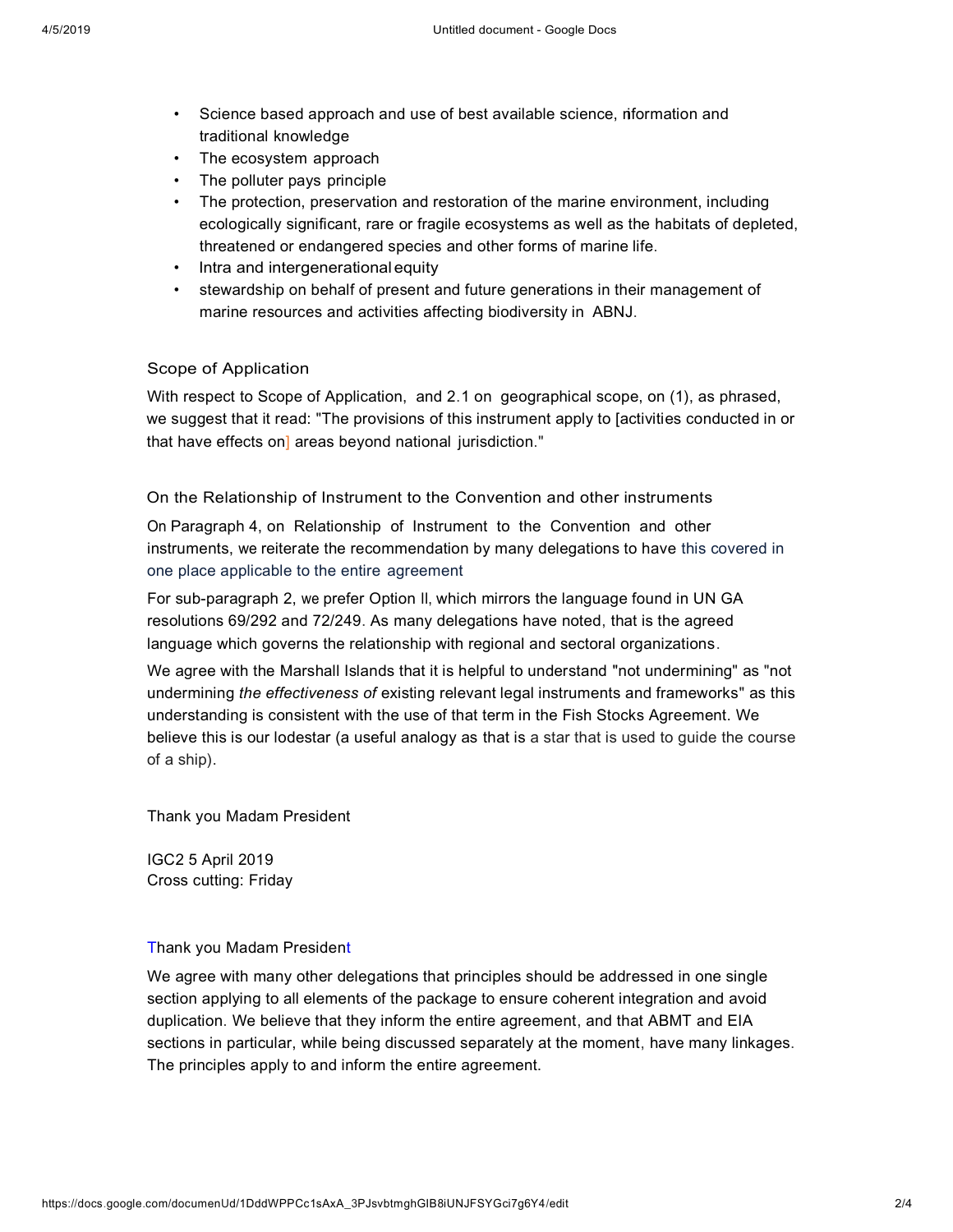- Science based approach and use of best available science, information and traditional knowledge
- The ecosystem approach
- The polluter pays principle
- The protection, preservation and restoration of the marine environment, including ecologically significant, rare or fragile ecosystems as well as the habitats of depleted, threatened or endangered species and other forms of marine life.
- Intra and intergenerational equity
- stewardship on behalf of present and future generations in their management of marine resources and activities affecting biodiversity in ABNJ.

### Scope of Application

With respect to Scope of Application, and 2.1 on geographical scope, on (1), as phrased, we suggest that it read: "The provisions of this instrument apply to [activities conducted in or that have effects on] areas beyond national jurisdiction."

### On the Relationship of Instrument to the Convention and other instruments

On Paragraph 4, on Relationship of Instrument to the Convention and other instruments, we reiterate the recommendation by many delegations to have this covered in one place applicable to the entire agreement

For sub-paragraph 2, we prefer Option II, which mirrors the language found in UN GA resolutions 69/292 and 72/249. As many delegations have noted, that is the agreed language which governs the relationship with regional and sectoral organizations.

We agree with the Marshall Islands that it is helpful to understand "not undermining" as "not undermining *the effectiveness of* existing relevant legal instruments and frameworks" as this understanding is consistent with the use of that term in the Fish Stocks Agreement. We believe this is our lodestar (a useful analogy as that is a star that is used to guide the course of a ship).

Thank you Madam President

IGC2 5 April 2019
Cross cutting: Friday

Thank you Madam President

We agree with many other delegations that principles should be addressed in one single section applying to all elements of the package to ensure coherent integration and avoid duplication. We believe that they inform the entire agreement, and that ABMT and EIA sections in particular, while being discussed separately at the moment, have many linkages. The principles apply to and inform the entire agreement.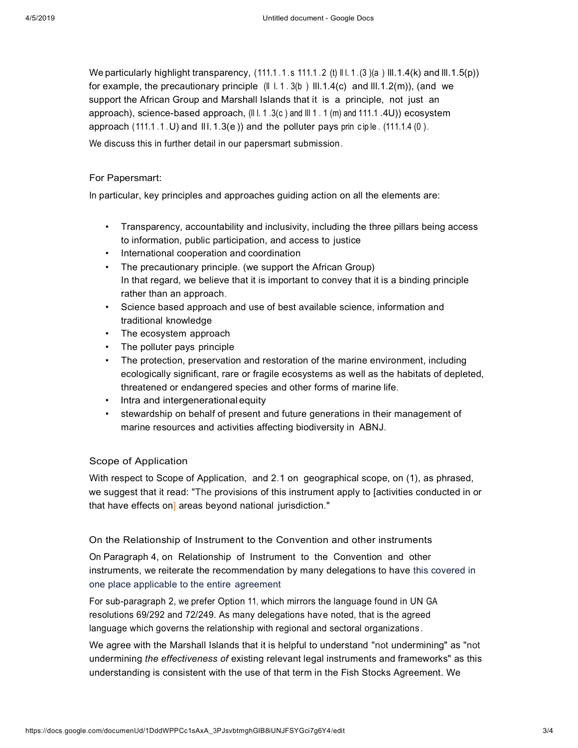We particularly highlight transparency, (111.1 .1 .s 111.1 .2 (t) ll l. 1 .(3 )(a ) lll.1.4(k) and lll.1.5(p)) for example, the precautionary principle (ll l. 1 . 3(b ) lll.1.4(c) and lll.1.2(m)), (and we support the African Group and Marshall Islands that it is a principle, not just an approach), science-based approach, (ll l. 1 .3(c ) and lll 1 . 1 (m) and 111.1 .4U)) ecosystem approach (111.1 .1 .U) and Il l. 1.3(e )) and the polluter pays prin cip le . (111.1.4 (0 ).

We discuss this in further detail in our papersmart submission.

For Papersmart:

In particular, key principles and approaches guiding action on all the elements are:

- Transparency, accountability and inclusivity, including the three pillars being access to information, public participation, and access to justice
- International cooperation and coordination
- The precautionary principle. (we support the African Group)
  In that regard, we believe that it is important to convey that it is a binding principle rather than an approach.
- Science based approach and use of best available science, information and traditional knowledge
- The ecosystem approach
- The polluter pays principle
- The protection, preservation and restoration of the marine environment, including ecologically significant, rare or fragile ecosystems as well as the habitats of depleted, threatened or endangered species and other forms of marine life.
- Intra and intergenerational equity
- stewardship on behalf of present and future generations in their management of marine resources and activities affecting biodiversity in ABNJ.

Scope of Application

With respect to Scope of Application, and 2.1 on geographical scope, on (1), as phrased, we suggest that it read: "The provisions of this instrument apply to [activities conducted in or that have effects on] areas beyond national jurisdiction."

On the Relationship of Instrument to the Convention and other instruments

On Paragraph 4, on Relationship of Instrument to the Convention and other instruments, we reiterate the recommendation by many delegations to have this covered in one place applicable to the entire agreement

For sub-paragraph 2, we prefer Option 11, which mirrors the language found in UN GA resolutions 69/292 and 72/249. As many delegations have noted, that is the agreed language which governs the relationship with regional and sectoral organizations.

We agree with the Marshall Islands that it is helpful to understand "not undermining" as "not undermining *the effectiveness of* existing relevant legal instruments and frameworks" as this understanding is consistent with the use of that term in the Fish Stocks Agreement. We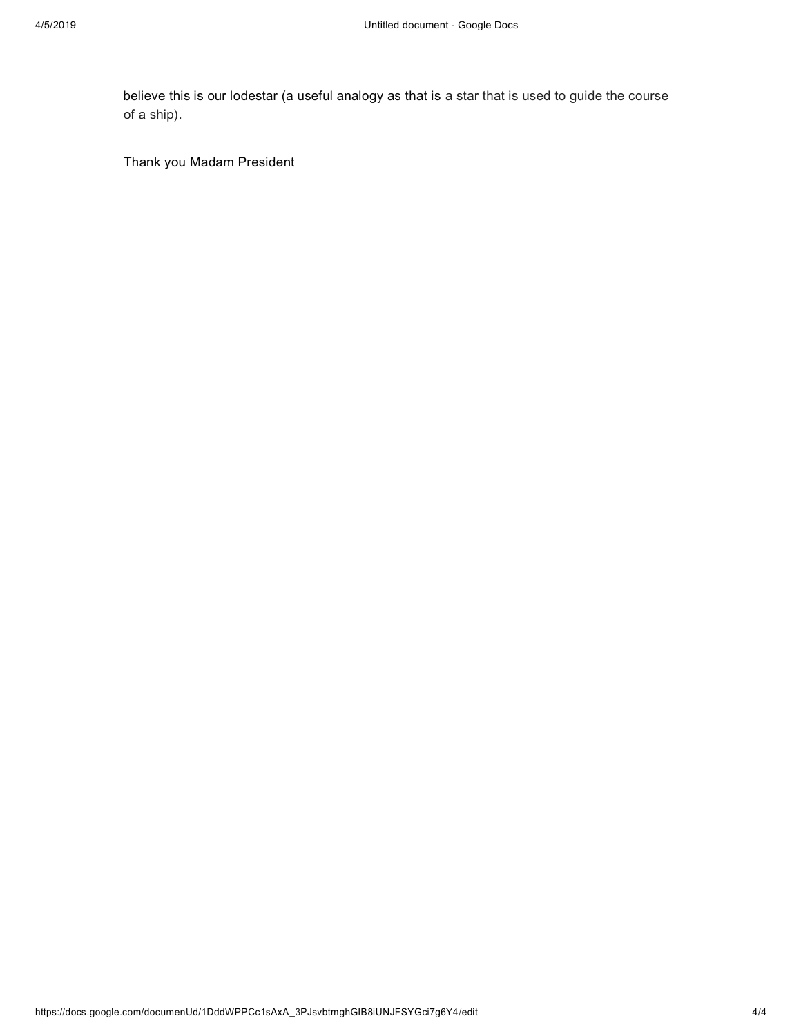believe this is our lodestar (a useful analogy as that is a star that is used to guide the course of a ship).

Thank you Madam President